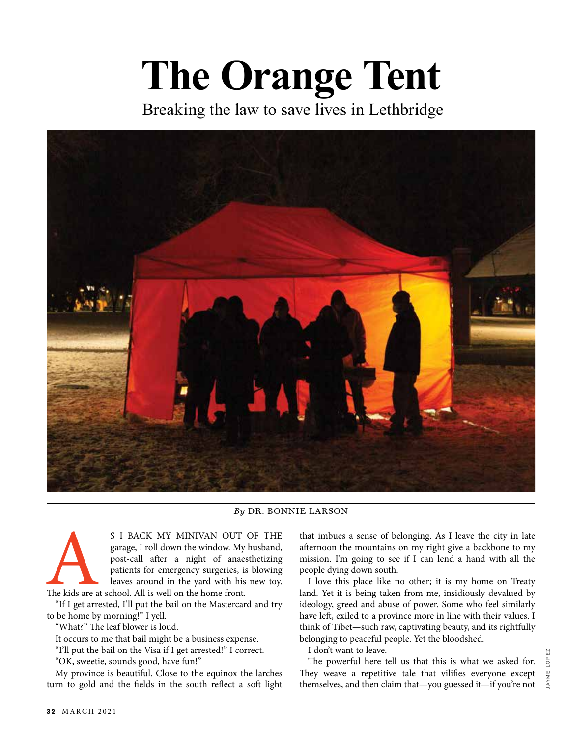# The Orange Tent

## Breaking the law to save lives in Lethbridge

*By* DR. BONNIE LARSON

AS I BACK MY MINIVAN OUT OF THE garage, I roll down the window. My husband, post-call after a night of anaesthetizing patients for emergency surgeries, is blowing leaves around in the yard with his new toy. The kids are at school. All is well on the home front.

"If I get arrested, I'll put the bail on the Mastercard and try to be home by morning!" I yell.

"What?" The leaf blower is loud.

It occurs to me that bail might be a business expense.

"I'll put the bail on the Visa if I get arrested!" I correct.

"OK, sweetie, sounds good, have fun!"

My province is beautiful. Close to the equinox the larches turn to gold and the fields in the south reflect a soft light that imbues a sense of belonging. As I leave the city in late afternoon the mountains on my right give a backbone to my mission. I'm going to see if I can lend a hand with all the people dying down south.

I love this place like no other; it is my home on Treaty land. Yet it is being taken from me, insidiously devalued by ideology, greed and abuse of power. Some who feel similarly have left, exiled to a province more in line with their values. I think of Tibet—such raw, captivating beauty, and its rightfully belonging to peaceful people. Yet the bloodshed.

I don't want to leave.

The powerful here tell us that this is what we asked for. They weave a repetitive tale that vilifies everyone except themselves, and then claim that—you guessed it—if you're not

JAYME LOPEZ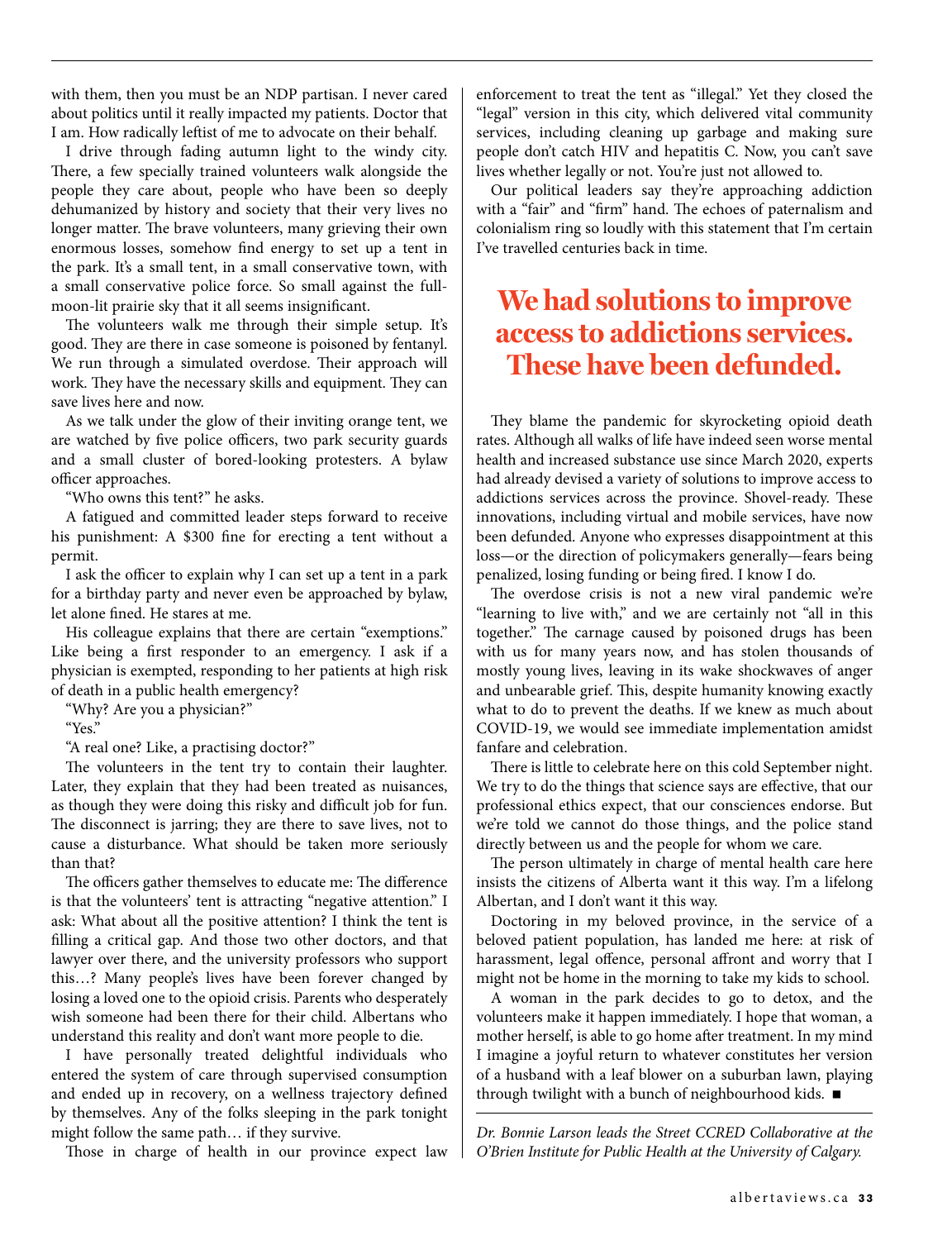with them, then you must be an NDP partisan. I never cared about politics until it really impacted my patients. Doctor that I am. How radically leftist of me to advocate on their behalf.

I drive through fading autumn light to the windy city. There, a few specially trained volunteers walk alongside the people they care about, people who have been so deeply dehumanized by history and society that their very lives no longer matter. The brave volunteers, many grieving their own enormous losses, somehow find energy to set up a tent in the park. It's a small tent, in a small conservative town, with a small conservative police force. So small against the full-moon-lit prairie sky that it all seems insignificant.

The volunteers walk me through their simple setup. It's good. They are there in case someone is poisoned by fentanyl. We run through a simulated overdose. Their approach will work. They have the necessary skills and equipment. They can save lives here and now.

As we talk under the glow of their inviting orange tent, we are watched by five police officers, two park security guards and a small cluster of bored-looking protesters. A bylaw officer approaches.

"Who owns this tent?" he asks.

A fatigued and committed leader steps forward to receive his punishment: A $300 fine for erecting a tent without a permit.

I ask the officer to explain why I can set up a tent in a park for a birthday party and never even be approached by bylaw, let alone fined. He stares at me.

His colleague explains that there are certain "exemptions." Like being a first responder to an emergency. I ask if a physician is exempted, responding to her patients at high risk of death in a public health emergency?

"Why? Are you a physician?"

"Yes."

"A real one? Like, a practising doctor?"

The volunteers in the tent try to contain their laughter. Later, they explain that they had been treated as nuisances, as though they were doing this risky and difficult job for fun. The disconnect is jarring; they are there to save lives, not to cause a disturbance. What should be taken more seriously than that?

The officers gather themselves to educate me: The difference is that the volunteers' tent is attracting "negative attention." I ask: What about all the positive attention? I think the tent is filling a critical gap. And those two other doctors, and that lawyer over there, and the university professors who support this…? Many people's lives have been forever changed by losing a loved one to the opioid crisis. Parents who desperately wish someone had been there for their child. Albertans who understand this reality and don't want more people to die.

I have personally treated delightful individuals who entered the system of care through supervised consumption and ended up in recovery, on a wellness trajectory defined by themselves. Any of the folks sleeping in the park tonight might follow the same path… if they survive.

Those in charge of health in our province expect law enforcement to treat the tent as "illegal." Yet they closed the "legal" version in this city, which delivered vital community services, including cleaning up garbage and making sure people don't catch HIV and hepatitis C. Now, you can't save lives whether legally or not. You're just not allowed to.

Our political leaders say they're approaching addiction with a "fair" and "firm" hand. The echoes of paternalism and colonialism ring so loudly with this statement that I'm certain I've travelled centuries back in time.

**We had solutions to improve access to addictions services. These have been defunded.**

They blame the pandemic for skyrocketing opioid death rates. Although all walks of life have indeed seen worse mental health and increased substance use since March 2020, experts had already devised a variety of solutions to improve access to addictions services across the province. Shovel-ready. These innovations, including virtual and mobile services, have now been defunded. Anyone who expresses disappointment at this loss—or the direction of policymakers generally—fears being penalized, losing funding or being fired. I know I do.

The overdose crisis is not a new viral pandemic we're "learning to live with," and we are certainly not "all in this together." The carnage caused by poisoned drugs has been with us for many years now, and has stolen thousands of mostly young lives, leaving in its wake shockwaves of anger and unbearable grief. This, despite humanity knowing exactly what to do to prevent the deaths. If we knew as much about COVID-19, we would see immediate implementation amidst fanfare and celebration.

There is little to celebrate here on this cold September night. We try to do the things that science says are effective, that our professional ethics expect, that our consciences endorse. But we're told we cannot do those things, and the police stand directly between us and the people for whom we care.

The person ultimately in charge of mental health care here insists the citizens of Alberta want it this way. I'm a lifelong Albertan, and I don't want it this way.

Doctoring in my beloved province, in the service of a beloved patient population, has landed me here: at risk of harassment, legal offence, personal affront and worry that I might not be home in the morning to take my kids to school.

A woman in the park decides to go to detox, and the volunteers make it happen immediately. I hope that woman, a mother herself, is able to go home after treatment. In my mind I imagine a joyful return to whatever constitutes her version of a husband with a leaf blower on a suburban lawn, playing through twilight with a bunch of neighbourhood kids. ■

*Dr. Bonnie Larson leads the Street CCRED Collaborative at the O'Brien Institute for Public Health at the University of Calgary.*